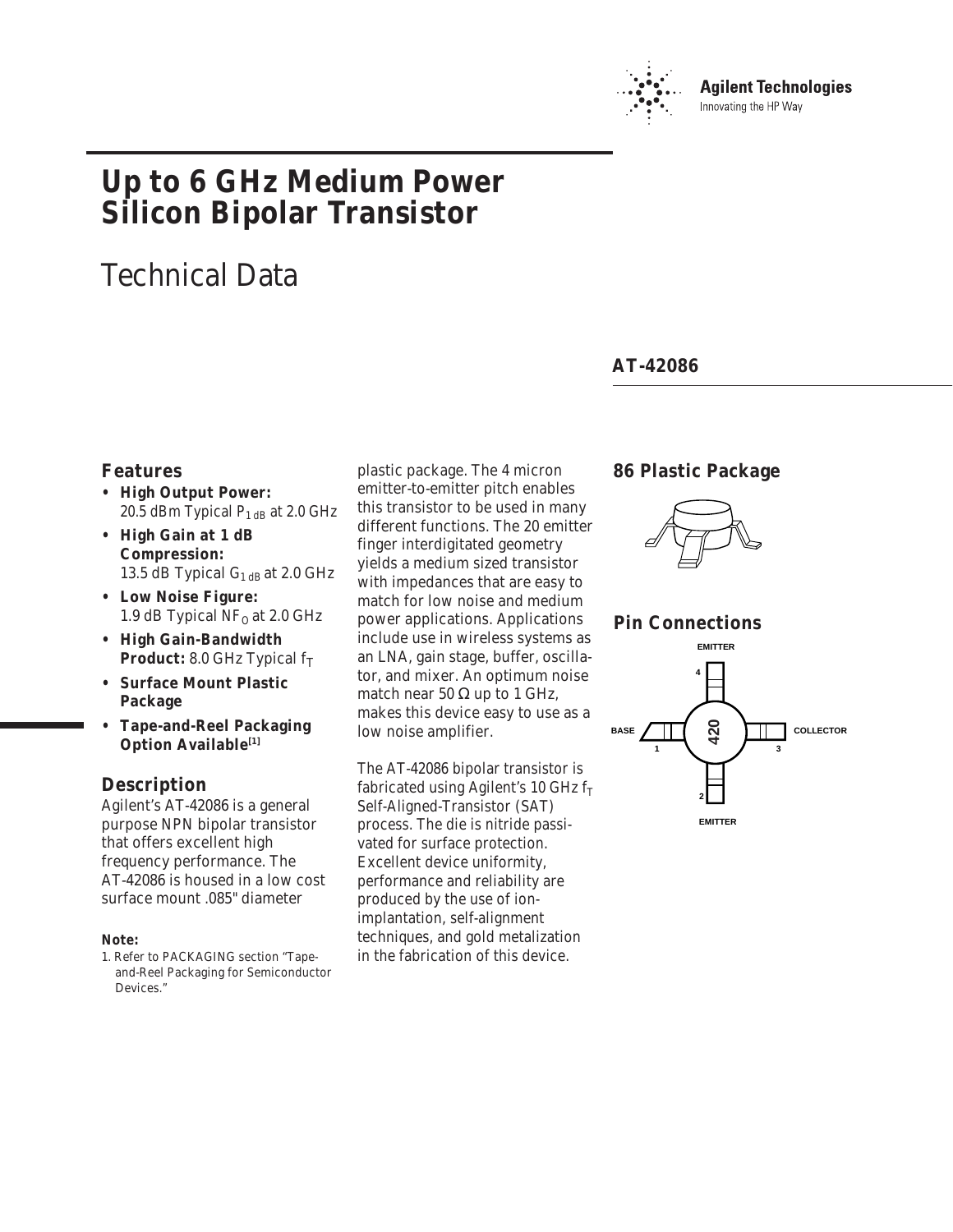Agilent Technologies
Innovating the HP Way

# Up to 6 GHz Medium Power Silicon Bipolar Transistor

## Technical Data

**AT-42086**

### Features

- **High Output Power:** 20.5 dBm Typical $P_{1\ dB}$ at 2.0 GHz
- **High Gain at 1 dB Compression:** 13.5 dB Typical $G_{1\ dB}$ at 2.0 GHz
- **Low Noise Figure:** 1.9 dB Typical $NF_O$ at 2.0 GHz
- **High Gain-Bandwidth Product:** 8.0 GHz Typical $f_T$
- **Surface Mount Plastic Package**
- **Tape-and-Reel Packaging Option Available**[1]

### Description

Agilent's AT-42086 is a general purpose NPN bipolar transistor that offers excellent high frequency performance. The AT-42086 is housed in a low cost surface mount .085" diameter plastic package. The 4 micron emitter-to-emitter pitch enables this transistor to be used in many different functions. The 20 emitter finger interdigitated geometry yields a medium sized transistor with impedances that are easy to match for low noise and medium power applications. Applications include use in wireless systems as an LNA, gain stage, buffer, oscillator, and mixer. An optimum noise match near 50 Ω up to 1 GHz, makes this device easy to use as a low noise amplifier.

The AT-42086 bipolar transistor is fabricated using Agilent's 10 GHz $f_T$ Self-Aligned-Transistor (SAT) process. The die is nitride passivated for surface protection. Excellent device uniformity, performance and reliability are produced by the use of ion-implantation, self-alignment techniques, and gold metalization in the fabrication of this device.

**Note:**

1. Refer to PACKAGING section "Tape-and-Reel Packaging for Semiconductor Devices."

### 86 Plastic Package

### Pin Connections

EMITTER
4
BASE
1
420
3
COLLECTOR
2
EMITTER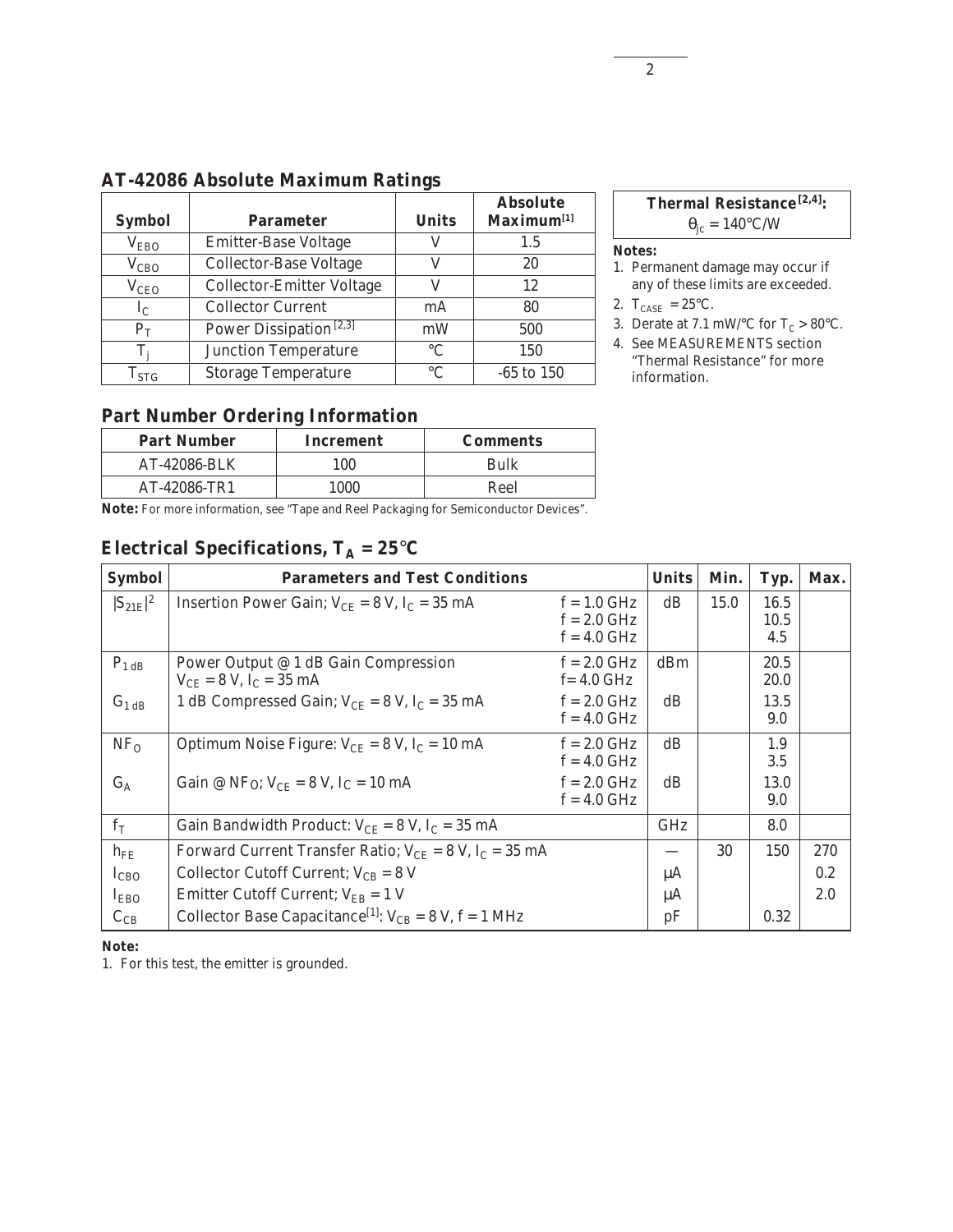## AT-42086 Absolute Maximum Ratings

| Symbol | Parameter | Units | Absolute Maximum[1] |
|---|---|---|---|
| $V_{EBO}$ | Emitter-Base Voltage | V | 1.5 |
| $V_{CBO}$ | Collector-Base Voltage | V | 20 |
| $V_{CEO}$ | Collector-Emitter Voltage | V | 12 |
| $I_C$ | Collector Current | mA | 80 |
| $P_T$ | Power Dissipation [2,3] | mW | 500 |
| $T_j$ | Junction Temperature | °C | 150 |
| $T_{STG}$ | Storage Temperature | °C | -65 to 150 |

| Thermal Resistance[2,4]: |
|---|
| $\theta_{jc} = 140°C/W$ |

**Notes:**

1. Permanent damage may occur if any of these limits are exceeded.
2. $T_{CASE} = 25°C$.
3. Derate at 7.1 mW/°C for $T_C > 80°C$.
4. See MEASUREMENTS section "Thermal Resistance" for more information.

## Part Number Ordering Information

| Part Number | Increment | Comments |
|---|---|---|
| AT-42086-BLK | 100 | Bulk |
| AT-42086-TR1 | 1000 | Reel |

**Note:** For more information, see "Tape and Reel Packaging for Semiconductor Devices".

## Electrical Specifications, $T_A = 25°C$

| Symbol | Parameters and Test Conditions | | Units | Min. | Typ. | Max. |
|---|---|---|---|---|---|---|
| $\lvert S_{21E} \rvert^2$ | Insertion Power Gain; $V_{CE} = 8$ V, $I_C = 35$ mA | f = 1.0 GHz<br>f = 2.0 GHz<br>f = 4.0 GHz | dB | 15.0 | 16.5<br>10.5<br>4.5 | |
| $P_{1\,dB}$ | Power Output @ 1 dB Gain Compression<br>$V_{CE} = 8$ V, $I_C = 35$ mA | f = 2.0 GHz<br>f= 4.0 GHz | dBm | | 20.5<br>20.0 | |
| $G_{1\,dB}$ | 1 dB Compressed Gain; $V_{CE} = 8$ V, $I_C = 35$ mA | f = 2.0 GHz<br>f = 4.0 GHz | dB | | 13.5<br>9.0 | |
| $NF_O$ | Optimum Noise Figure: $V_{CE} = 8$ V, $I_C = 10$ mA | f = 2.0 GHz<br>f = 4.0 GHz | dB | | 1.9<br>3.5 | |
| $G_A$ | Gain @ $NF_O$; $V_{CE} = 8$ V, $I_C = 10$ mA | f = 2.0 GHz<br>f = 4.0 GHz | dB | | 13.0<br>9.0 | |
| $f_T$ | Gain Bandwidth Product: $V_{CE} = 8$ V, $I_C = 35$ mA | | GHz | | 8.0 | |
| $h_{FE}$ | Forward Current Transfer Ratio; $V_{CE} = 8$ V, $I_C = 35$ mA | | — | 30 | 150 | 270 |
| $I_{CBO}$ | Collector Cutoff Current; $V_{CB} = 8$ V | | μA | | | 0.2 |
| $I_{EBO}$ | Emitter Cutoff Current; $V_{EB} = 1$ V | | μA | | | 2.0 |
| $C_{CB}$ | Collector Base Capacitance[1]: $V_{CB} = 8$ V, f = 1 MHz | | pF | | 0.32 | |

**Note:**

1. For this test, the emitter is grounded.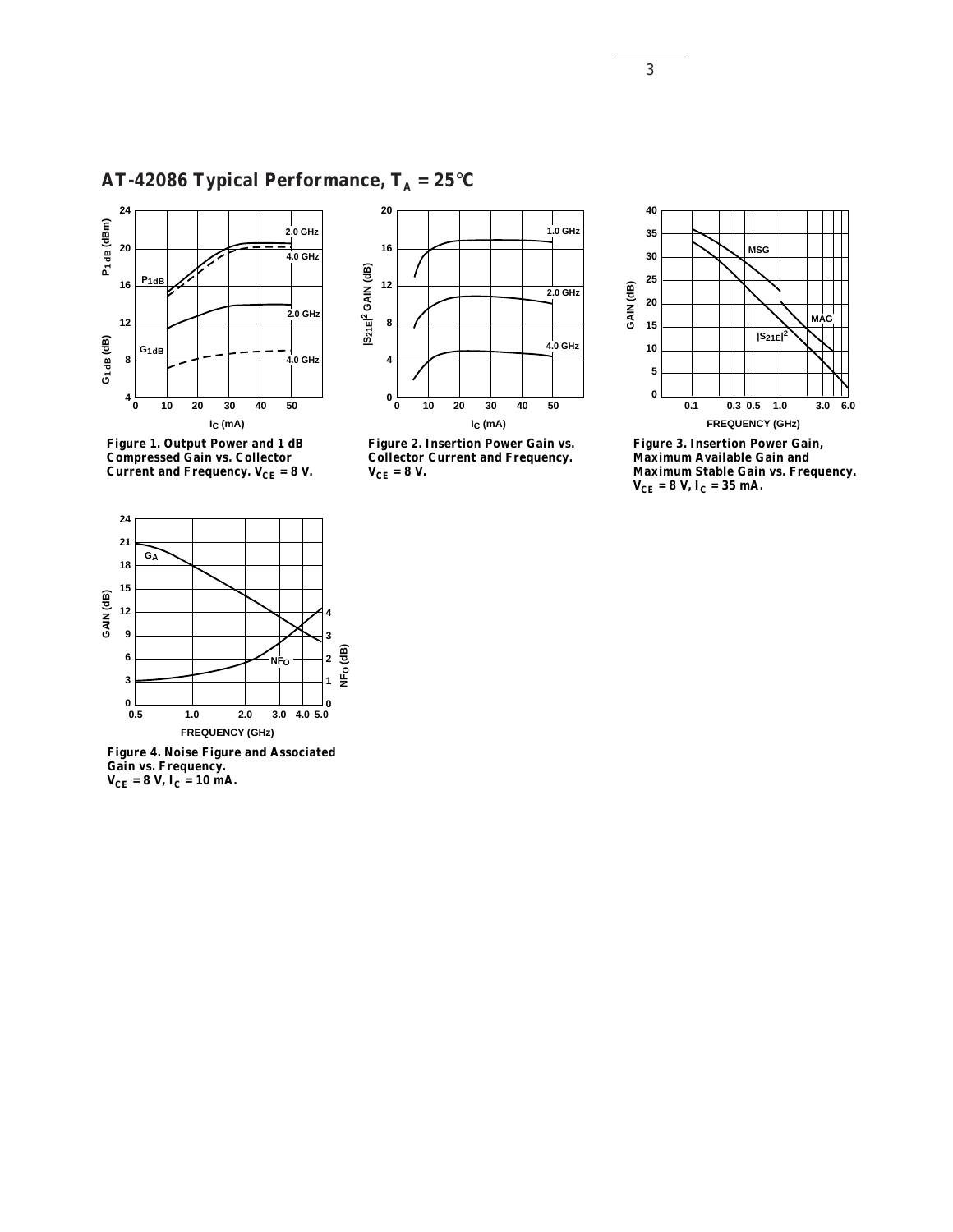## AT-42086 Typical Performance, $T_A = 25°C$

24
20
16
12
8
4
$P_{1\,dB}$ (dBm)
$G_{1\,dB}$ (dB)
$P_{1dB}$
$G_{1dB}$
2.0 GHz
4.0 GHz
2.0 GHz
4.0 GHz
0 10 20 30 40 50
$I_C$ (mA)

**Figure 1. Output Power and 1 dB Compressed Gain vs. Collector Current and Frequency. $V_{CE}$ = 8 V.**

20
16
12
8
4
0
$|S_{21E}|^2$ GAIN (dB)
1.0 GHz
2.0 GHz
4.0 GHz
0 10 20 30 40 50
$I_C$ (mA)

**Figure 2. Insertion Power Gain vs. Collector Current and Frequency. $V_{CE}$ = 8 V.**

40
35
30
25
20
15
10
5
0
GAIN (dB)
MSG
MAG
$|S_{21E}|^2$
0.1 0.3 0.5 1.0 3.0 6.0
FREQUENCY (GHz)

**Figure 3. Insertion Power Gain, Maximum Available Gain and Maximum Stable Gain vs. Frequency. $V_{CE}$ = 8 V, $I_C$ = 35 mA.**

24
21
18
15
12
9
6
3
0
GAIN (dB)
$G_A$
$NF_O$
4
3
2
1
0
$NF_O$ (dB)
0.5 1.0 2.0 3.0 4.0 5.0
FREQUENCY (GHz)

**Figure 4. Noise Figure and Associated Gain vs. Frequency. $V_{CE}$ = 8 V, $I_C$ = 10 mA.**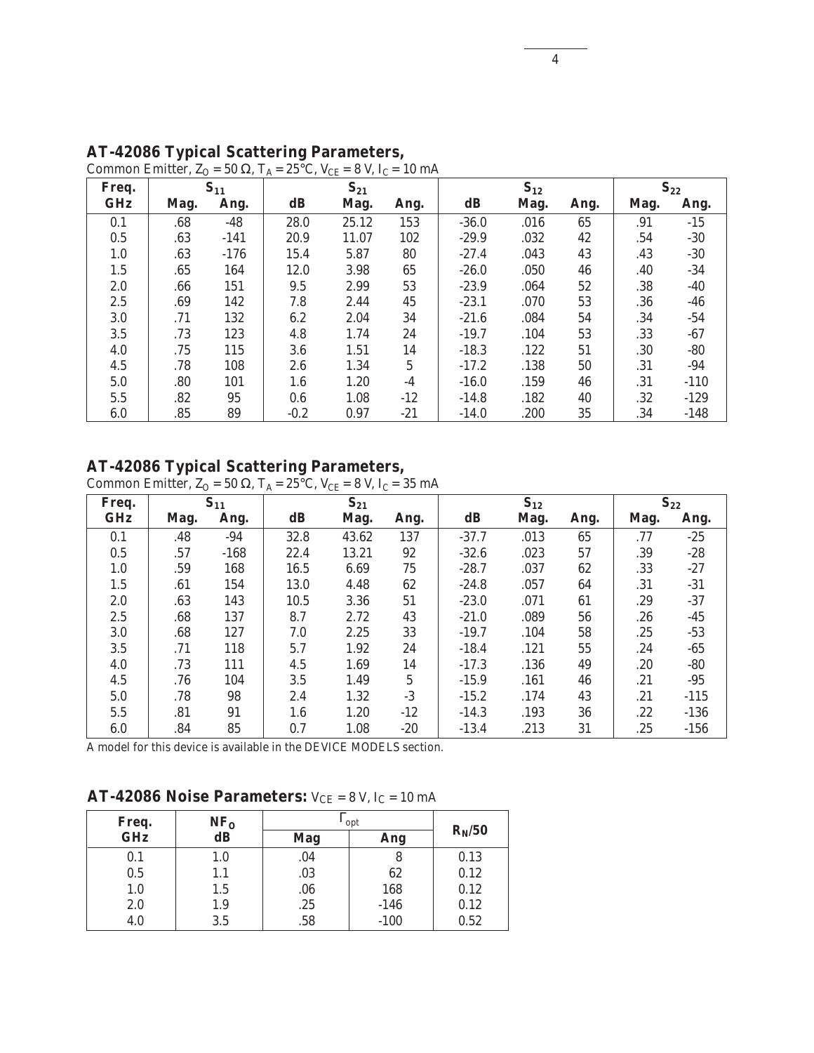## AT-42086 Typical Scattering Parameters,

Common Emitter, $Z_O = 50\ \Omega$, $T_A = 25°C$, $V_{CE} = 8$ V, $I_C = 10$ mA

| Freq. | $S_{11}$ | | $S_{21}$ | | | $S_{12}$ | | | $S_{22}$ | |
|---|---|---|---|---|---|---|---|---|---|---|
| GHz | Mag. | Ang. | dB | Mag. | Ang. | dB | Mag. | Ang. | Mag. | Ang. |
| 0.1 | .68 | -48 | 28.0 | 25.12 | 153 | -36.0 | .016 | 65 | .91 | -15 |
| 0.5 | .63 | -141 | 20.9 | 11.07 | 102 | -29.9 | .032 | 42 | .54 | -30 |
| 1.0 | .63 | -176 | 15.4 | 5.87 | 80 | -27.4 | .043 | 43 | .43 | -30 |
| 1.5 | .65 | 164 | 12.0 | 3.98 | 65 | -26.0 | .050 | 46 | .40 | -34 |
| 2.0 | .66 | 151 | 9.5 | 2.99 | 53 | -23.9 | .064 | 52 | .38 | -40 |
| 2.5 | .69 | 142 | 7.8 | 2.44 | 45 | -23.1 | .070 | 53 | .36 | -46 |
| 3.0 | .71 | 132 | 6.2 | 2.04 | 34 | -21.6 | .084 | 54 | .34 | -54 |
| 3.5 | .73 | 123 | 4.8 | 1.74 | 24 | -19.7 | .104 | 53 | .33 | -67 |
| 4.0 | .75 | 115 | 3.6 | 1.51 | 14 | -18.3 | .122 | 51 | .30 | -80 |
| 4.5 | .78 | 108 | 2.6 | 1.34 | 5 | -17.2 | .138 | 50 | .31 | -94 |
| 5.0 | .80 | 101 | 1.6 | 1.20 | -4 | -16.0 | .159 | 46 | .31 | -110 |
| 5.5 | .82 | 95 | 0.6 | 1.08 | -12 | -14.8 | .182 | 40 | .32 | -129 |
| 6.0 | .85 | 89 | -0.2 | 0.97 | -21 | -14.0 | .200 | 35 | .34 | -148 |

## AT-42086 Typical Scattering Parameters,

Common Emitter, $Z_O = 50\ \Omega$, $T_A = 25°C$, $V_{CE} = 8$ V, $I_C = 35$ mA

| Freq. | $S_{11}$ | | $S_{21}$ | | | $S_{12}$ | | | $S_{22}$ | |
|---|---|---|---|---|---|---|---|---|---|---|
| GHz | Mag. | Ang. | dB | Mag. | Ang. | dB | Mag. | Ang. | Mag. | Ang. |
| 0.1 | .48 | -94 | 32.8 | 43.62 | 137 | -37.7 | .013 | 65 | .77 | -25 |
| 0.5 | .57 | -168 | 22.4 | 13.21 | 92 | -32.6 | .023 | 57 | .39 | -28 |
| 1.0 | .59 | 168 | 16.5 | 6.69 | 75 | -28.7 | .037 | 62 | .33 | -27 |
| 1.5 | .61 | 154 | 13.0 | 4.48 | 62 | -24.8 | .057 | 64 | .31 | -31 |
| 2.0 | .63 | 143 | 10.5 | 3.36 | 51 | -23.0 | .071 | 61 | .29 | -37 |
| 2.5 | .68 | 137 | 8.7 | 2.72 | 43 | -21.0 | .089 | 56 | .26 | -45 |
| 3.0 | .68 | 127 | 7.0 | 2.25 | 33 | -19.7 | .104 | 58 | .25 | -53 |
| 3.5 | .71 | 118 | 5.7 | 1.92 | 24 | -18.4 | .121 | 55 | .24 | -65 |
| 4.0 | .73 | 111 | 4.5 | 1.69 | 14 | -17.3 | .136 | 49 | .20 | -80 |
| 4.5 | .76 | 104 | 3.5 | 1.49 | 5 | -15.9 | .161 | 46 | .21 | -95 |
| 5.0 | .78 | 98 | 2.4 | 1.32 | -3 | -15.2 | .174 | 43 | .21 | -115 |
| 5.5 | .81 | 91 | 1.6 | 1.20 | -12 | -14.3 | .193 | 36 | .22 | -136 |
| 6.0 | .84 | 85 | 0.7 | 1.08 | -20 | -13.4 | .213 | 31 | .25 | -156 |

A model for this device is available in the DEVICE MODELS section.

## AT-42086 Noise Parameters: $V_{CE} = 8$ V, $I_C = 10$ mA

| Freq. | $NF_O$ | $\Gamma_{opt}$ | | $R_N/50$ |
|---|---|---|---|---|
| GHz | dB | Mag | Ang | |
| 0.1 | 1.0 | .04 | 8 | 0.13 |
| 0.5 | 1.1 | .03 | 62 | 0.12 |
| 1.0 | 1.5 | .06 | 168 | 0.12 |
| 2.0 | 1.9 | .25 | -146 | 0.12 |
| 4.0 | 3.5 | .58 | -100 | 0.52 |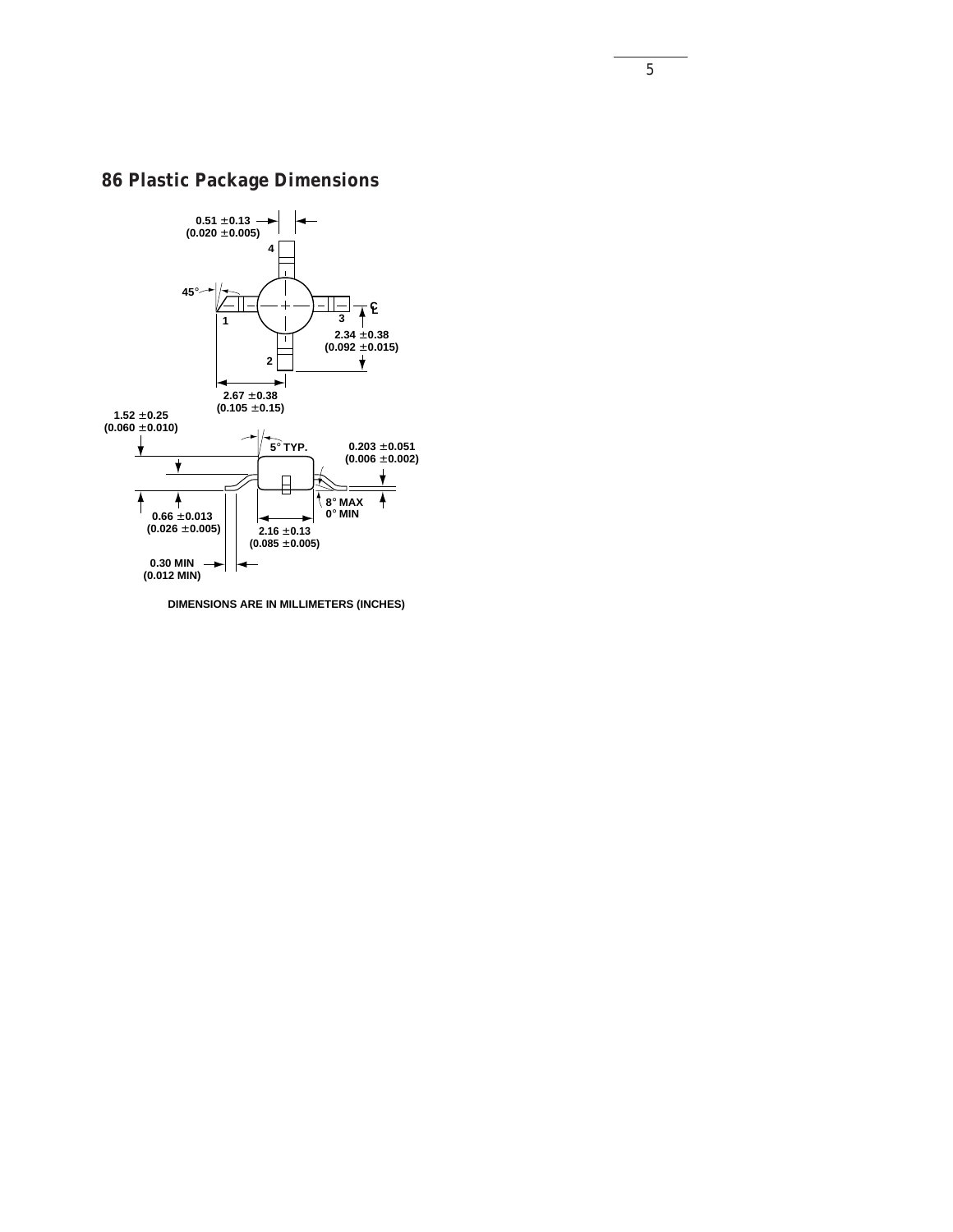## 86 Plastic Package Dimensions

0.51 ±0.13
(0.020 ±0.005)

4

45°

1

3

2

2.34 ±0.38
(0.092 ±0.015)

2.67 ±0.38
(0.105 ±0.15)

1.52 ±0.25
(0.060 ±0.010)

5° TYP.

0.203 ±0.051
(0.006 ±0.002)

8° MAX
0° MIN

0.66 ±0.013
(0.026 ±0.005)

2.16 ±0.13
(0.085 ±0.005)

0.30 MIN
(0.012 MIN)

DIMENSIONS ARE IN MILLIMETERS (INCHES)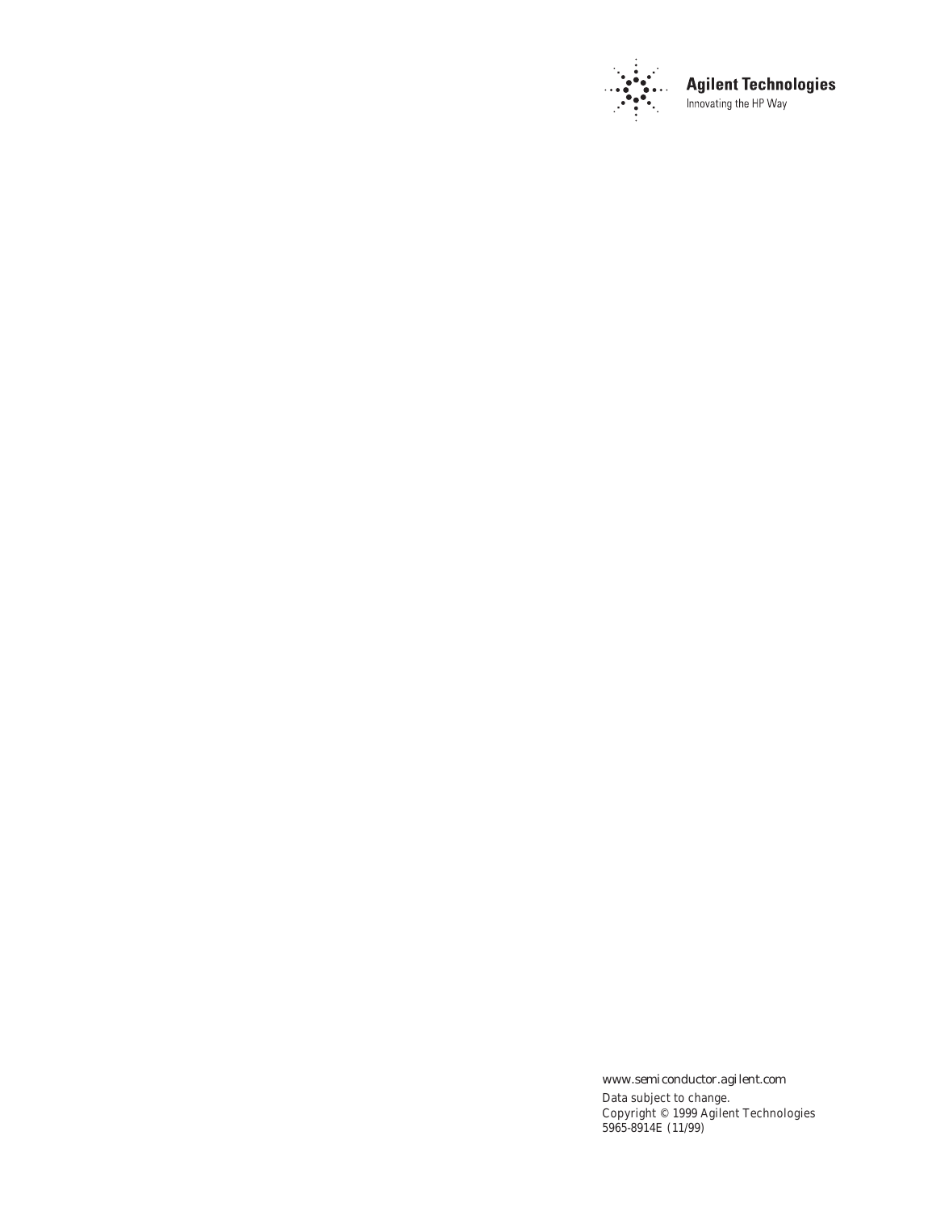**Agilent Technologies**
Innovating the HP Way

www.semiconductor.agilent.com

Data subject to change.
Copyright © 1999 Agilent Technologies
5965-8914E (11/99)